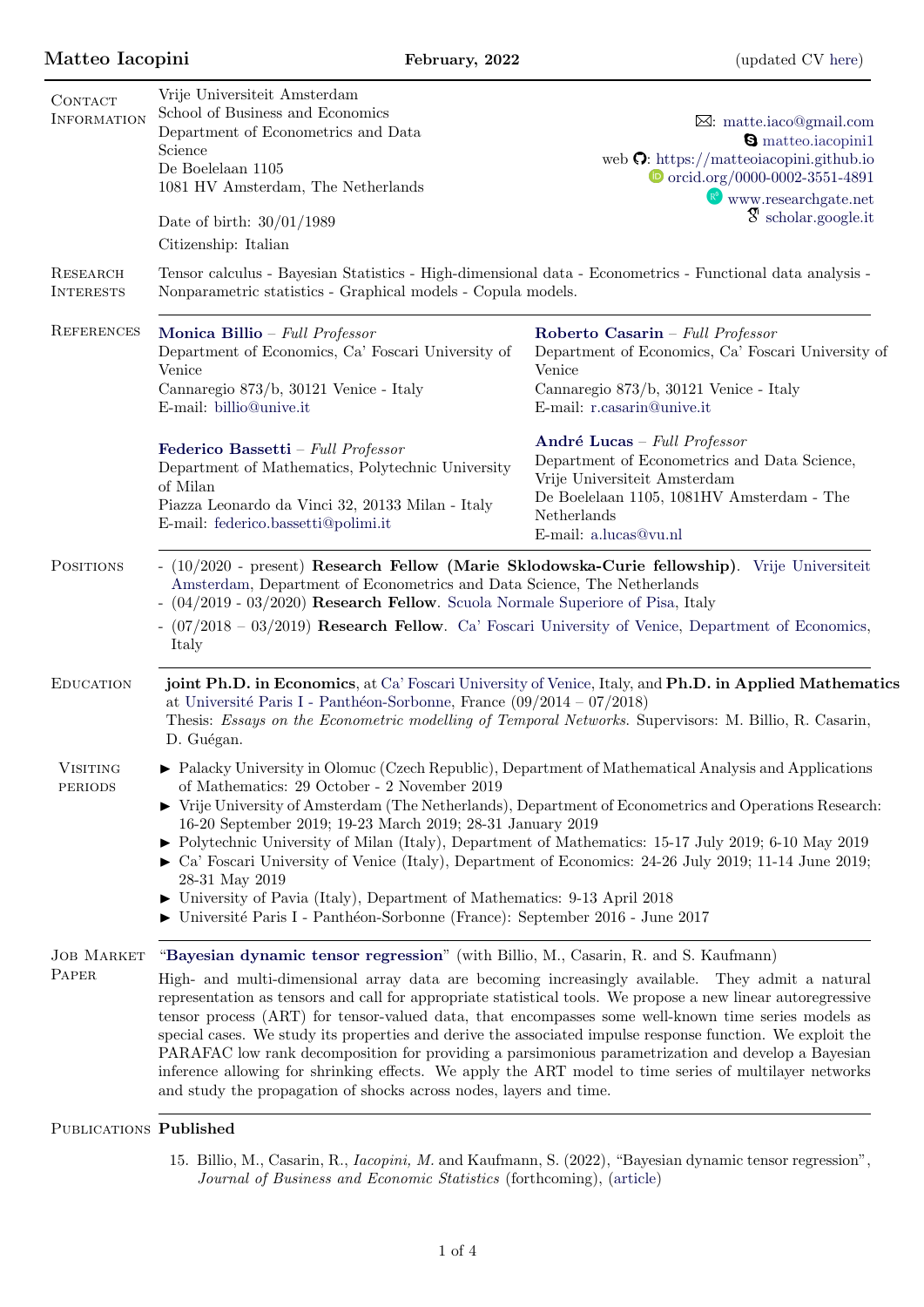# Matteo Iacopini

**February, 2022** (updated CV here)

## Contact Information

Vrije Universiteit Amsterdam
School of Business and Economics
Department of Econometrics and Data Science
De Boelelaan 1105
1081 HV Amsterdam, The Netherlands

Date of birth: 30/01/1989
Citizenship: Italian

✉: matte.iaco@gmail.com
matteo.iacopini1
web: https://matteoiacopini.github.io
orcid.org/0000-0002-3551-4891
www.researchgate.net
scholar.google.it

## Research Interests

Tensor calculus - Bayesian Statistics - High-dimensional data - Econometrics - Functional data analysis - Nonparametric statistics - Graphical models - Copula models.

## References

**Monica Billio** – *Full Professor*
Department of Economics, Ca' Foscari University of Venice
Cannaregio 873/b, 30121 Venice - Italy
E-mail: billio@unive.it

**Roberto Casarin** – *Full Professor*
Department of Economics, Ca' Foscari University of Venice
Cannaregio 873/b, 30121 Venice - Italy
E-mail: r.casarin@unive.it

**Federico Bassetti** – *Full Professor*
Department of Mathematics, Polytechnic University of Milan
Piazza Leonardo da Vinci 32, 20133 Milan - Italy
E-mail: federico.bassetti@polimi.it

**André Lucas** – *Full Professor*
Department of Econometrics and Data Science, Vrije Universiteit Amsterdam
De Boelelaan 1105, 1081HV Amsterdam - The Netherlands
E-mail: a.lucas@vu.nl

## Positions

- (10/2020 - present) **Research Fellow (Marie Sklodowska-Curie fellowship)**. Vrije Universiteit Amsterdam, Department of Econometrics and Data Science, The Netherlands
- (04/2019 - 03/2020) **Research Fellow**. Scuola Normale Superiore of Pisa, Italy
- (07/2018 – 03/2019) **Research Fellow**. Ca' Foscari University of Venice, Department of Economics, Italy

## Education

**joint Ph.D. in Economics**, at Ca' Foscari University of Venice, Italy, and **Ph.D. in Applied Mathematics** at Université Paris I - Panthéon-Sorbonne, France (09/2014 – 07/2018)
Thesis: *Essays on the Econometric modelling of Temporal Networks*. Supervisors: M. Billio, R. Casarin, D. Guégan.

## Visiting periods

- Palacky University in Olomuc (Czech Republic), Department of Mathematical Analysis and Applications of Mathematics: 29 October - 2 November 2019
- Vrije University of Amsterdam (The Netherlands), Department of Econometrics and Operations Research: 16-20 September 2019; 19-23 March 2019; 28-31 January 2019
- Polytechnic University of Milan (Italy), Department of Mathematics: 15-17 July 2019; 6-10 May 2019
- Ca' Foscari University of Venice (Italy), Department of Economics: 24-26 July 2019; 11-14 June 2019; 28-31 May 2019
- University of Pavia (Italy), Department of Mathematics: 9-13 April 2018
- Université Paris I - Panthéon-Sorbonne (France): September 2016 - June 2017

## Job Market Paper

"**Bayesian dynamic tensor regression**" (with Billio, M., Casarin, R. and S. Kaufmann)

High- and multi-dimensional array data are becoming increasingly available. They admit a natural representation as tensors and call for appropriate statistical tools. We propose a new linear autoregressive tensor process (ART) for tensor-valued data, that encompasses some well-known time series models as special cases. We study its properties and derive the associated impulse response function. We exploit the PARAFAC low rank decomposition for providing a parsimonious parametrization and develop a Bayesian inference allowing for shrinking effects. We apply the ART model to time series of multilayer networks and study the propagation of shocks across nodes, layers and time.

## Publications

**Published**

15. Billio, M., Casarin, R., *Iacopini, M.* and Kaufmann, S. (2022), "Bayesian dynamic tensor regression", *Journal of Business and Economic Statistics* (forthcoming), (article)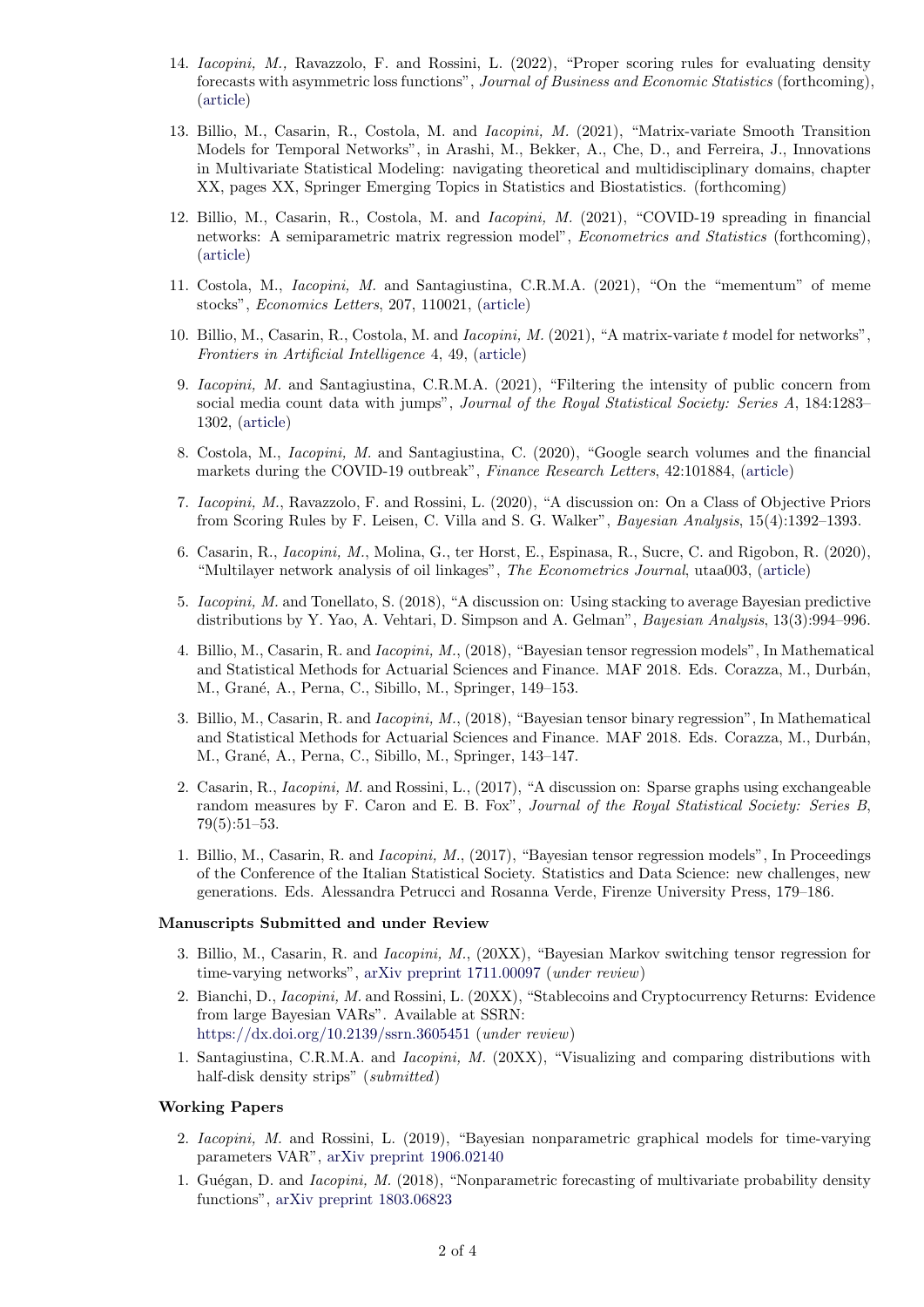14. *Iacopini, M.,* Ravazzolo, F. and Rossini, L. (2022), "Proper scoring rules for evaluating density forecasts with asymmetric loss functions", *Journal of Business and Economic Statistics* (forthcoming), (article)

13. Billio, M., Casarin, R., Costola, M. and *Iacopini, M.* (2021), "Matrix-variate Smooth Transition Models for Temporal Networks", in Arashi, M., Bekker, A., Che, D., and Ferreira, J., Innovations in Multivariate Statistical Modeling: navigating theoretical and multidisciplinary domains, chapter XX, pages XX, Springer Emerging Topics in Statistics and Biostatistics. (forthcoming)

12. Billio, M., Casarin, R., Costola, M. and *Iacopini, M.* (2021), "COVID-19 spreading in financial networks: A semiparametric matrix regression model", *Econometrics and Statistics* (forthcoming), (article)

11. Costola, M., *Iacopini, M.* and Santagiustina, C.R.M.A. (2021), "On the "mementum" of meme stocks", *Economics Letters*, 207, 110021, (article)

10. Billio, M., Casarin, R., Costola, M. and *Iacopini, M.* (2021), "A matrix-variate $t$ model for networks", *Frontiers in Artificial Intelligence* 4, 49, (article)

9. *Iacopini, M.* and Santagiustina, C.R.M.A. (2021), "Filtering the intensity of public concern from social media count data with jumps", *Journal of the Royal Statistical Society: Series A*, 184:1283–1302, (article)

8. Costola, M., *Iacopini, M.* and Santagiustina, C. (2020), "Google search volumes and the financial markets during the COVID-19 outbreak", *Finance Research Letters*, 42:101884, (article)

7. *Iacopini, M.*, Ravazzolo, F. and Rossini, L. (2020), "A discussion on: On a Class of Objective Priors from Scoring Rules by F. Leisen, C. Villa and S. G. Walker", *Bayesian Analysis*, 15(4):1392–1393.

6. Casarin, R., *Iacopini, M.*, Molina, G., ter Horst, E., Espinasa, R., Sucre, C. and Rigobon, R. (2020), "Multilayer network analysis of oil linkages", *The Econometrics Journal*, utaa003, (article)

5. *Iacopini, M.* and Tonellato, S. (2018), "A discussion on: Using stacking to average Bayesian predictive distributions by Y. Yao, A. Vehtari, D. Simpson and A. Gelman", *Bayesian Analysis*, 13(3):994–996.

4. Billio, M., Casarin, R. and *Iacopini, M.*, (2018), "Bayesian tensor regression models", In Mathematical and Statistical Methods for Actuarial Sciences and Finance. MAF 2018. Eds. Corazza, M., Durbán, M., Grané, A., Perna, C., Sibillo, M., Springer, 149–153.

3. Billio, M., Casarin, R. and *Iacopini, M.*, (2018), "Bayesian tensor binary regression", In Mathematical and Statistical Methods for Actuarial Sciences and Finance. MAF 2018. Eds. Corazza, M., Durbán, M., Grané, A., Perna, C., Sibillo, M., Springer, 143–147.

2. Casarin, R., *Iacopini, M.* and Rossini, L., (2017), "A discussion on: Sparse graphs using exchangeable random measures by F. Caron and E. B. Fox", *Journal of the Royal Statistical Society: Series B*, 79(5):51–53.

1. Billio, M., Casarin, R. and *Iacopini, M.*, (2017), "Bayesian tensor regression models", In Proceedings of the Conference of the Italian Statistical Society. Statistics and Data Science: new challenges, new generations. Eds. Alessandra Petrucci and Rosanna Verde, Firenze University Press, 179–186.

### Manuscripts Submitted and under Review

3. Billio, M., Casarin, R. and *Iacopini, M.*, (20XX), "Bayesian Markov switching tensor regression for time-varying networks", arXiv preprint 1711.00097 (*under review*)

2. Bianchi, D., *Iacopini, M.* and Rossini, L. (20XX), "Stablecoins and Cryptocurrency Returns: Evidence from large Bayesian VARs". Available at SSRN: https://dx.doi.org/10.2139/ssrn.3605451 (*under review*)

1. Santagiustina, C.R.M.A. and *Iacopini, M.* (20XX), "Visualizing and comparing distributions with half-disk density strips" (*submitted*)

### Working Papers

2. *Iacopini, M.* and Rossini, L. (2019), "Bayesian nonparametric graphical models for time-varying parameters VAR", arXiv preprint 1906.02140

1. Guégan, D. and *Iacopini, M.* (2018), "Nonparametric forecasting of multivariate probability density functions", arXiv preprint 1803.06823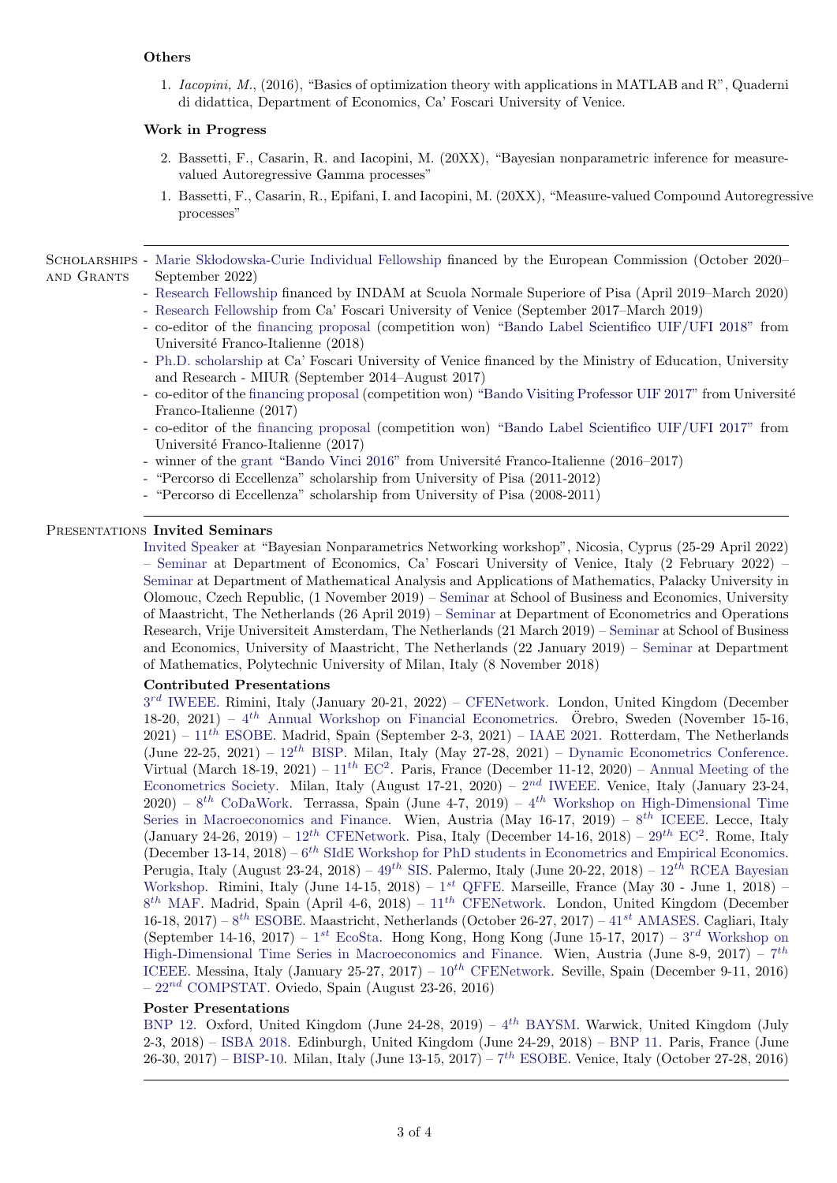### Others

1. *Iacopini, M.*, (2016), "Basics of optimization theory with applications in MATLAB and R", Quaderni di didattica, Department of Economics, Ca' Foscari University of Venice.

### Work in Progress

2. Bassetti, F., Casarin, R. and Iacopini, M. (20XX), "Bayesian nonparametric inference for measure-valued Autoregressive Gamma processes"
1. Bassetti, F., Casarin, R., Epifani, I. and Iacopini, M. (20XX), "Measure-valued Compound Autoregressive processes"

## Scholarships and Grants

- Marie Skłodowska-Curie Individual Fellowship financed by the European Commission (October 2020–September 2022)
- Research Fellowship financed by INDAM at Scuola Normale Superiore of Pisa (April 2019–March 2020)
- Research Fellowship from Ca' Foscari University of Venice (September 2017–March 2019)
- co-editor of the financing proposal (competition won) "Bando Label Scientifico UIF/UFI 2018" from Université Franco-Italienne (2018)
- Ph.D. scholarship at Ca' Foscari University of Venice financed by the Ministry of Education, University and Research - MIUR (September 2014–August 2017)
- co-editor of the financing proposal (competition won) "Bando Visiting Professor UIF 2017" from Université Franco-Italienne (2017)
- co-editor of the financing proposal (competition won) "Bando Label Scientifico UIF/UFI 2017" from Université Franco-Italienne (2017)
- winner of the grant "Bando Vinci 2016" from Université Franco-Italienne (2016–2017)
- "Percorso di Eccellenza" scholarship from University of Pisa (2011-2012)
- "Percorso di Eccellenza" scholarship from University of Pisa (2008-2011)

## Presentations

### Invited Seminars

Invited Speaker at "Bayesian Nonparametrics Networking workshop", Nicosia, Cyprus (25-29 April 2022) – Seminar at Department of Economics, Ca' Foscari University of Venice, Italy (2 February 2022) – Seminar at Department of Mathematical Analysis and Applications of Mathematics, Palacky University in Olomouc, Czech Republic, (1 November 2019) – Seminar at School of Business and Economics, University of Maastricht, The Netherlands (26 April 2019) – Seminar at Department of Econometrics and Operations Research, Vrije Universiteit Amsterdam, The Netherlands (21 March 2019) – Seminar at School of Business and Economics, University of Maastricht, The Netherlands (22 January 2019) – Seminar at Department of Mathematics, Polytechnic University of Milan, Italy (8 November 2018)

### Contributed Presentations

$3^{rd}$ IWEEE. Rimini, Italy (January 20-21, 2022) – CFENetwork. London, United Kingdom (December 18-20, 2021) – $4^{th}$ Annual Workshop on Financial Econometrics. Örebro, Sweden (November 15-16, 2021) – $11^{th}$ ESOBE. Madrid, Spain (September 2-3, 2021) – IAAE 2021. Rotterdam, The Netherlands (June 22-25, 2021) – $12^{th}$ BISP. Milan, Italy (May 27-28, 2021) – Dynamic Econometrics Conference. Virtual (March 18-19, 2021) – $11^{th}$ $EC^2$. Paris, France (December 11-12, 2020) – Annual Meeting of the Econometrics Society. Milan, Italy (August 17-21, 2020) – $2^{nd}$ IWEEE. Venice, Italy (January 23-24, 2020) – $8^{th}$ CoDaWork. Terrassa, Spain (June 4-7, 2019) – $4^{th}$ Workshop on High-Dimensional Time Series in Macroeconomics and Finance. Wien, Austria (May 16-17, 2019) – $8^{th}$ ICEEE. Lecce, Italy (January 24-26, 2019) – $12^{th}$ CFENetwork. Pisa, Italy (December 14-16, 2018) – $29^{th}$ $EC^2$. Rome, Italy (December 13-14, 2018) – $6^{th}$ SIdE Workshop for PhD students in Econometrics and Empirical Economics. Perugia, Italy (August 23-24, 2018) – $49^{th}$ SIS. Palermo, Italy (June 20-22, 2018) – $12^{th}$ RCEA Bayesian Workshop. Rimini, Italy (June 14-15, 2018) – $1^{st}$ QFFE. Marseille, France (May 30 - June 1, 2018) – $8^{th}$ MAF. Madrid, Spain (April 4-6, 2018) – $11^{th}$ CFENetwork. London, United Kingdom (December 16-18, 2017) – $8^{th}$ ESOBE. Maastricht, Netherlands (October 26-27, 2017) – $41^{st}$ AMASES. Cagliari, Italy (September 14-16, 2017) – $1^{st}$ EcoSta. Hong Kong, Hong Kong (June 15-17, 2017) – $3^{rd}$ Workshop on High-Dimensional Time Series in Macroeconomics and Finance. Wien, Austria (June 8-9, 2017) – $7^{th}$ ICEEE. Messina, Italy (January 25-27, 2017) – $10^{th}$ CFENetwork. Seville, Spain (December 9-11, 2016) – $22^{nd}$ COMPSTAT. Oviedo, Spain (August 23-26, 2016)

### Poster Presentations

BNP 12. Oxford, United Kingdom (June 24-28, 2019) – $4^{th}$ BAYSM. Warwick, United Kingdom (July 2-3, 2018) – ISBA 2018. Edinburgh, United Kingdom (June 24-29, 2018) – BNP 11. Paris, France (June 26-30, 2017) – BISP-10. Milan, Italy (June 13-15, 2017) – $7^{th}$ ESOBE. Venice, Italy (October 27-28, 2016)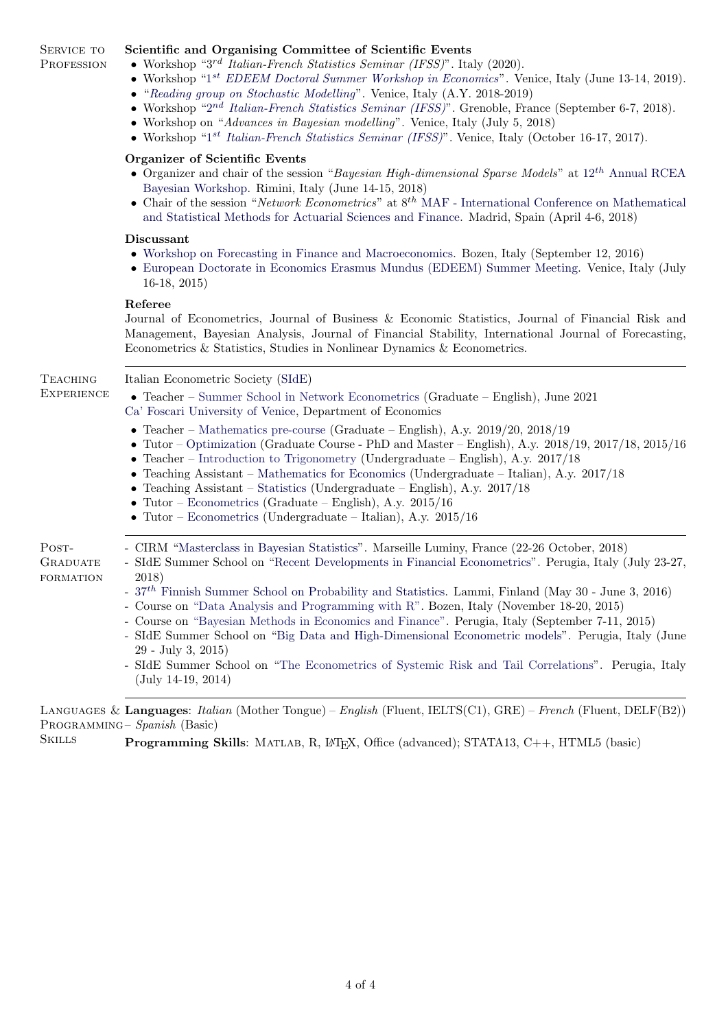## Service to Profession

### Scientific and Organising Committee of Scientific Events

- Workshop "3$^{rd}$ *Italian-French Statistics Seminar (IFSS)*". Italy (2020).
- Workshop "1$^{st}$ *EDEEM Doctoral Summer Workshop in Economics*". Venice, Italy (June 13-14, 2019).
- "*Reading group on Stochastic Modelling*". Venice, Italy (A.Y. 2018-2019)
- Workshop "2$^{nd}$ *Italian-French Statistics Seminar (IFSS)*". Grenoble, France (September 6-7, 2018).
- Workshop on "*Advances in Bayesian modelling*". Venice, Italy (July 5, 2018)
- Workshop "1$^{st}$ *Italian-French Statistics Seminar (IFSS)*". Venice, Italy (October 16-17, 2017).

### Organizer of Scientific Events

- Organizer and chair of the session "*Bayesian High-dimensional Sparse Models*" at 12$^{th}$ Annual RCEA Bayesian Workshop. Rimini, Italy (June 14-15, 2018)
- Chair of the session "*Network Econometrics*" at 8$^{th}$ MAF - International Conference on Mathematical and Statistical Methods for Actuarial Sciences and Finance. Madrid, Spain (April 4-6, 2018)

### Discussant

- Workshop on Forecasting in Finance and Macroeconomics. Bozen, Italy (September 12, 2016)
- European Doctorate in Economics Erasmus Mundus (EDEEM) Summer Meeting. Venice, Italy (July 16-18, 2015)

### Referee

Journal of Econometrics, Journal of Business & Economic Statistics, Journal of Financial Risk and Management, Bayesian Analysis, Journal of Financial Stability, International Journal of Forecasting, Econometrics & Statistics, Studies in Nonlinear Dynamics & Econometrics.

## Teaching Experience

Italian Econometric Society (SIdE)

- Teacher – Summer School in Network Econometrics (Graduate – English), June 2021

Ca' Foscari University of Venice, Department of Economics

- Teacher – Mathematics pre-course (Graduate – English), A.y. 2019/20, 2018/19
- Tutor – Optimization (Graduate Course - PhD and Master – English), A.y. 2018/19, 2017/18, 2015/16
- Teacher – Introduction to Trigonometry (Undergraduate – English), A.y. 2017/18
- Teaching Assistant – Mathematics for Economics (Undergraduate – Italian), A.y. 2017/18
- Teaching Assistant – Statistics (Undergraduate – English), A.y. 2017/18
- Tutor – Econometrics (Graduate – English), A.y. 2015/16
- Tutor – Econometrics (Undergraduate – Italian), A.y. 2015/16

## Post-Graduate formation

- CIRM "Masterclass in Bayesian Statistics". Marseille Luminy, France (22-26 October, 2018)
- SIdE Summer School on "Recent Developments in Financial Econometrics". Perugia, Italy (July 23-27, 2018)
- 37$^{th}$ Finnish Summer School on Probability and Statistics. Lammi, Finland (May 30 - June 3, 2016)
- Course on "Data Analysis and Programming with R". Bozen, Italy (November 18-20, 2015)
- Course on "Bayesian Methods in Economics and Finance". Perugia, Italy (September 7-11, 2015)
- SIdE Summer School on "Big Data and High-Dimensional Econometric models". Perugia, Italy (June 29 - July 3, 2015)
- SIdE Summer School on "The Econometrics of Systemic Risk and Tail Correlations". Perugia, Italy (July 14-19, 2014)

## Languages & Programming Skills

**Languages**: *Italian* (Mother Tongue) – *English* (Fluent, IELTS(C1), GRE) – *French* (Fluent, DELF(B2)) – *Spanish* (Basic)

**Programming Skills**: Matlab, R, LaTeX, Office (advanced); STATA13, C++, HTML5 (basic)